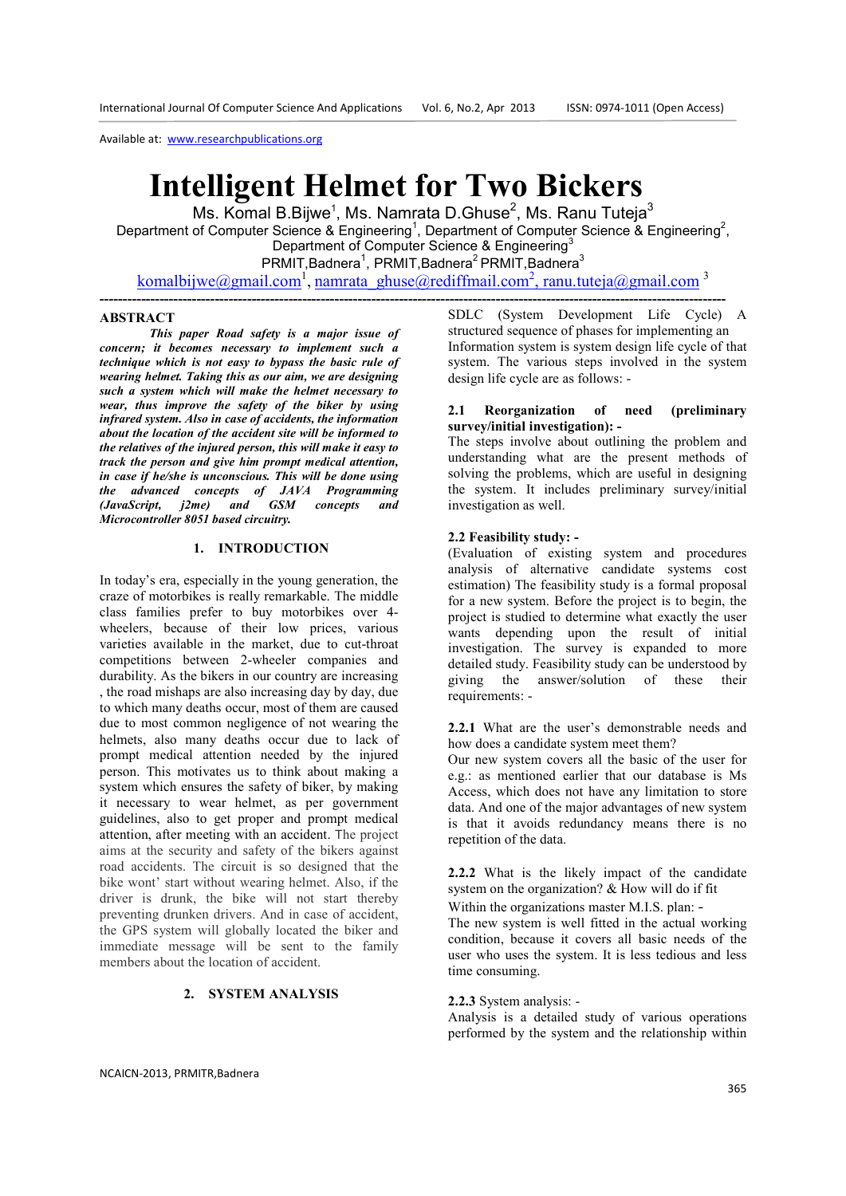Available at: www.researchpublications.org

# Intelligent Helmet for Two Bickers

Ms. Komal B.Bijwe[1], Ms. Namrata D.Ghuse[2], Ms. Ranu Tuteja[3]

Department of Computer Science & Engineering[1], Department of Computer Science & Engineering[2], Department of Computer Science & Engineering[3]

PRMIT,Badnera[1], PRMIT,Badnera[2] PRMIT,Badnera[3]

komalbijwe@gmail.com[1], namrata_ghuse@rediffmail.com[2], ranu.tuteja@gmail.com [3]

---

## ABSTRACT

***This paper Road safety is a major issue of concern; it becomes necessary to implement such a technique which is not easy to bypass the basic rule of wearing helmet. Taking this as our aim, we are designing such a system which will make the helmet necessary to wear, thus improve the safety of the biker by using infrared system. Also in case of accidents, the information about the location of the accident site will be informed to the relatives of the injured person, this will make it easy to track the person and give him prompt medical attention, in case if he/she is unconscious. This will be done using the advanced concepts of JAVA Programming (JavaScript, j2me) and GSM concepts and Microcontroller 8051 based circuitry.***

## 1. INTRODUCTION

In today's era, especially in the young generation, the craze of motorbikes is really remarkable. The middle class families prefer to buy motorbikes over 4-wheelers, because of their low prices, various varieties available in the market, due to cut-throat competitions between 2-wheeler companies and durability. As the bikers in our country are increasing , the road mishaps are also increasing day by day, due to which many deaths occur, most of them are caused due to most common negligence of not wearing the helmets, also many deaths occur due to lack of prompt medical attention needed by the injured person. This motivates us to think about making a system which ensures the safety of biker, by making it necessary to wear helmet, as per government guidelines, also to get proper and prompt medical attention, after meeting with an accident. The project aims at the security and safety of the bikers against road accidents. The circuit is so designed that the bike wont' start without wearing helmet. Also, if the driver is drunk, the bike will not start thereby preventing drunken drivers. And in case of accident, the GPS system will globally located the biker and immediate message will be sent to the family members about the location of accident.

## 2. SYSTEM ANALYSIS

SDLC (System Development Life Cycle) A structured sequence of phases for implementing an Information system is system design life cycle of that system. The various steps involved in the system design life cycle are as follows: -

### 2.1 Reorganization of need (preliminary survey/initial investigation): -

The steps involve about outlining the problem and understanding what are the present methods of solving the problems, which are useful in designing the system. It includes preliminary survey/initial investigation as well.

### 2.2 Feasibility study: -

(Evaluation of existing system and procedures analysis of alternative candidate systems cost estimation) The feasibility study is a formal proposal for a new system. Before the project is to begin, the project is studied to determine what exactly the user wants depending upon the result of initial investigation. The survey is expanded to more detailed study. Feasibility study can be understood by giving the answer/solution of these their requirements: -

**2.2.1** What are the user's demonstrable needs and how does a candidate system meet them?

Our new system covers all the basic of the user for e.g.: as mentioned earlier that our database is Ms Access, which does not have any limitation to store data. And one of the major advantages of new system is that it avoids redundancy means there is no repetition of the data.

**2.2.2** What is the likely impact of the candidate system on the organization? & How will do if fit Within the organizations master M.I.S. plan: -

The new system is well fitted in the actual working condition, because it covers all basic needs of the user who uses the system. It is less tedious and less time consuming.

**2.2.3** System analysis: -

Analysis is a detailed study of various operations performed by the system and the relationship within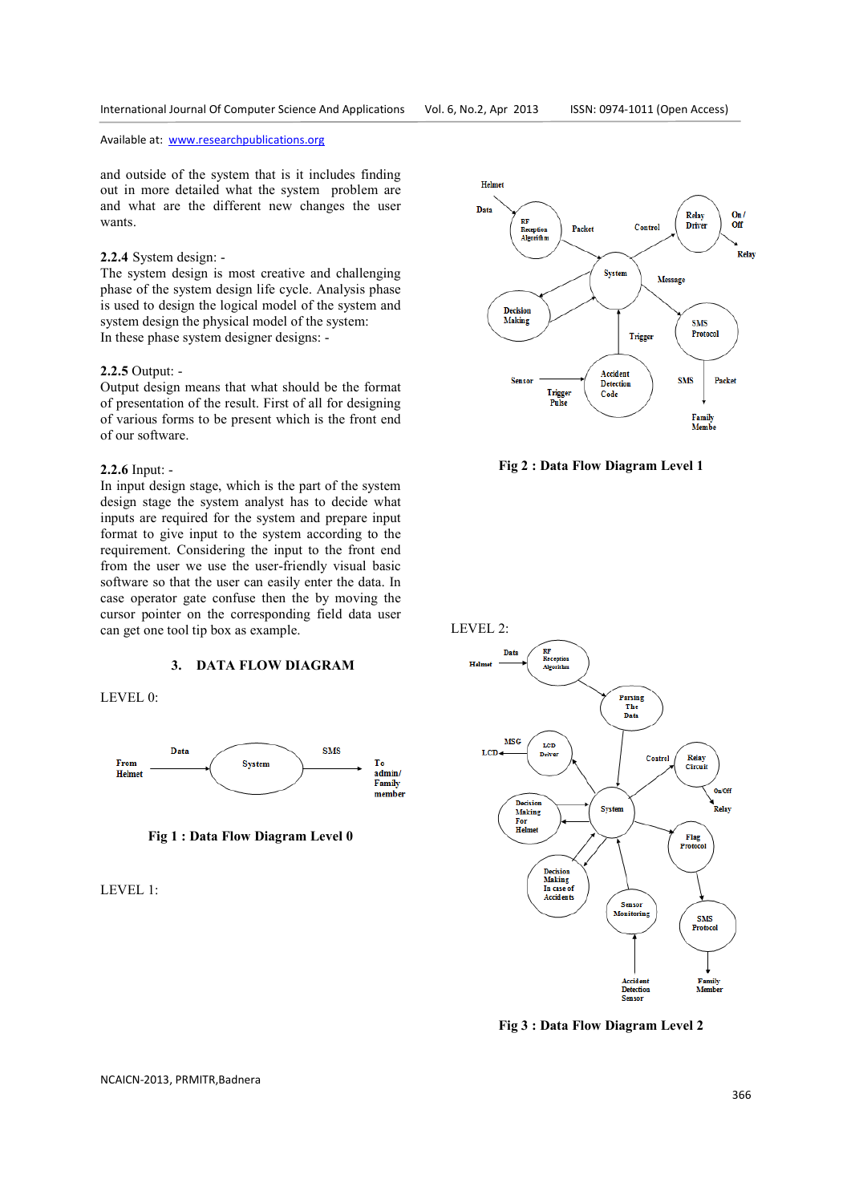and outside of the system that is it includes finding out in more detailed what the system problem are and what are the different new changes the user wants.

**2.2.4** System design: -
The system design is most creative and challenging phase of the system design life cycle. Analysis phase is used to design the logical model of the system and system design the physical model of the system:
In these phase system designer designs: -

**2.2.5** Output: -
Output design means that what should be the format of presentation of the result. First of all for designing of various forms to be present which is the front end of our software.

**2.2.6** Input: -
In input design stage, which is the part of the system design stage the system analyst has to decide what inputs are required for the system and prepare input format to give input to the system according to the requirement. Considering the input to the front end from the user we use the user-friendly visual basic software so that the user can easily enter the data. In case operator gate confuse then the by moving the cursor pointer on the corresponding field data user can get one tool tip box as example.

## 3. DATA FLOW DIAGRAM

LEVEL 0:

**Fig 1 : Data Flow Diagram Level 0**

LEVEL 1:

**Fig 2 : Data Flow Diagram Level 1**

LEVEL 2:

**Fig 3 : Data Flow Diagram Level 2**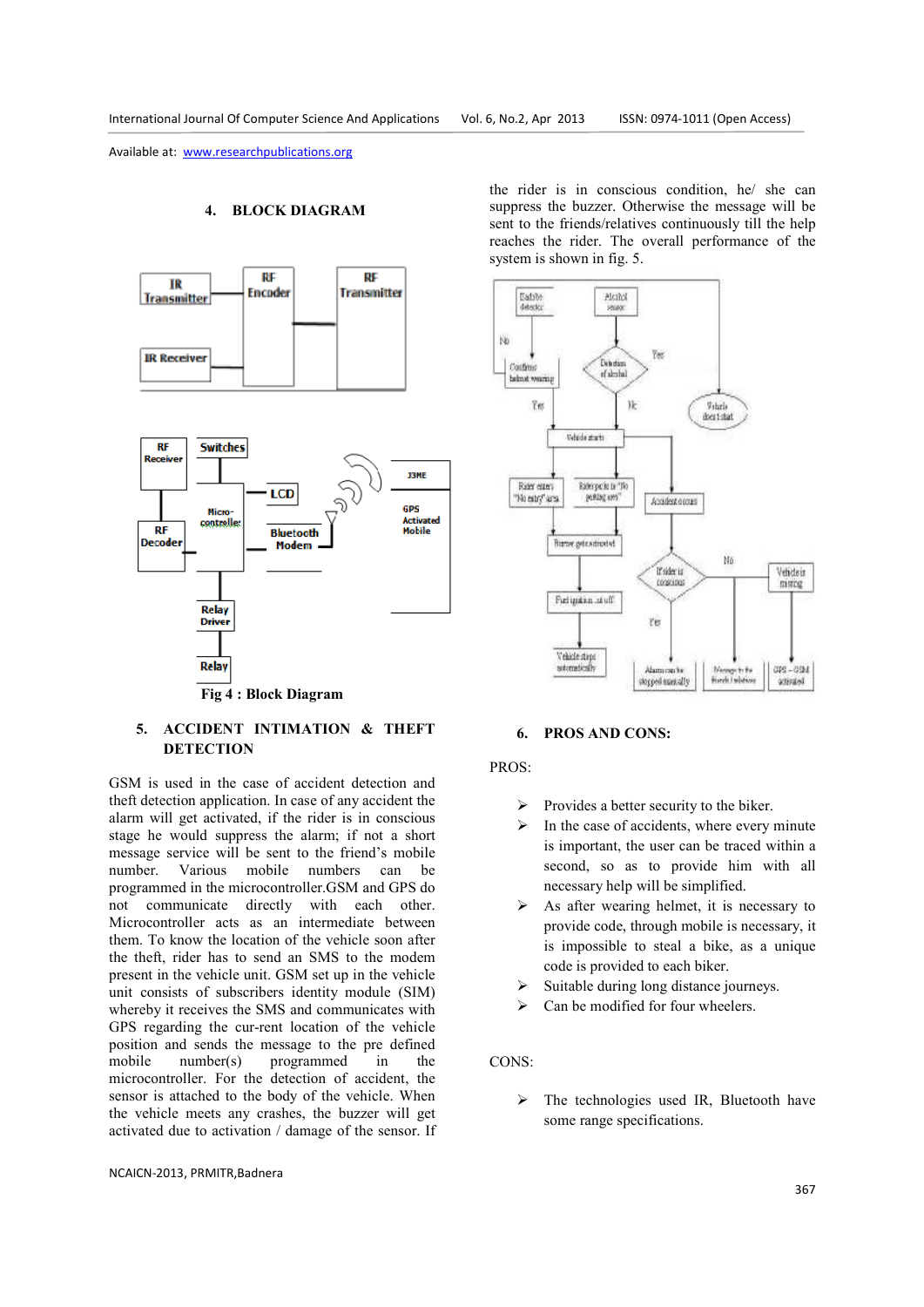Available at: www.researchpublications.org

## 4. BLOCK DIAGRAM

Fig 4 : Block Diagram

## 5. ACCIDENT INTIMATION & THEFT DETECTION

GSM is used in the case of accident detection and theft detection application. In case of any accident the alarm will get activated, if the rider is in conscious stage he would suppress the alarm; if not a short message service will be sent to the friend's mobile number. Various mobile numbers can be programmed in the microcontroller.GSM and GPS do not communicate directly with each other. Microcontroller acts as an intermediate between them. To know the location of the vehicle soon after the theft, rider has to send an SMS to the modem present in the vehicle unit. GSM set up in the vehicle unit consists of subscribers identity module (SIM) whereby it receives the SMS and communicates with GPS regarding the cur-rent location of the vehicle position and sends the message to the pre defined mobile number(s) programmed in the microcontroller. For the detection of accident, the sensor is attached to the body of the vehicle. When the vehicle meets any crashes, the buzzer will get activated due to activation / damage of the sensor. If the rider is in conscious condition, he/ she can suppress the buzzer. Otherwise the message will be sent to the friends/relatives continuously till the help reaches the rider. The overall performance of the system is shown in fig. 5.

## 6. PROS AND CONS:

PROS:

- Provides a better security to the biker.
- In the case of accidents, where every minute is important, the user can be traced within a second, so as to provide him with all necessary help will be simplified.
- As after wearing helmet, it is necessary to provide code, through mobile is necessary, it is impossible to steal a bike, as a unique code is provided to each biker.
- Suitable during long distance journeys.
- Can be modified for four wheelers.

CONS:

- The technologies used IR, Bluetooth have some range specifications.

NCAICN-2013, PRMITR,Badnera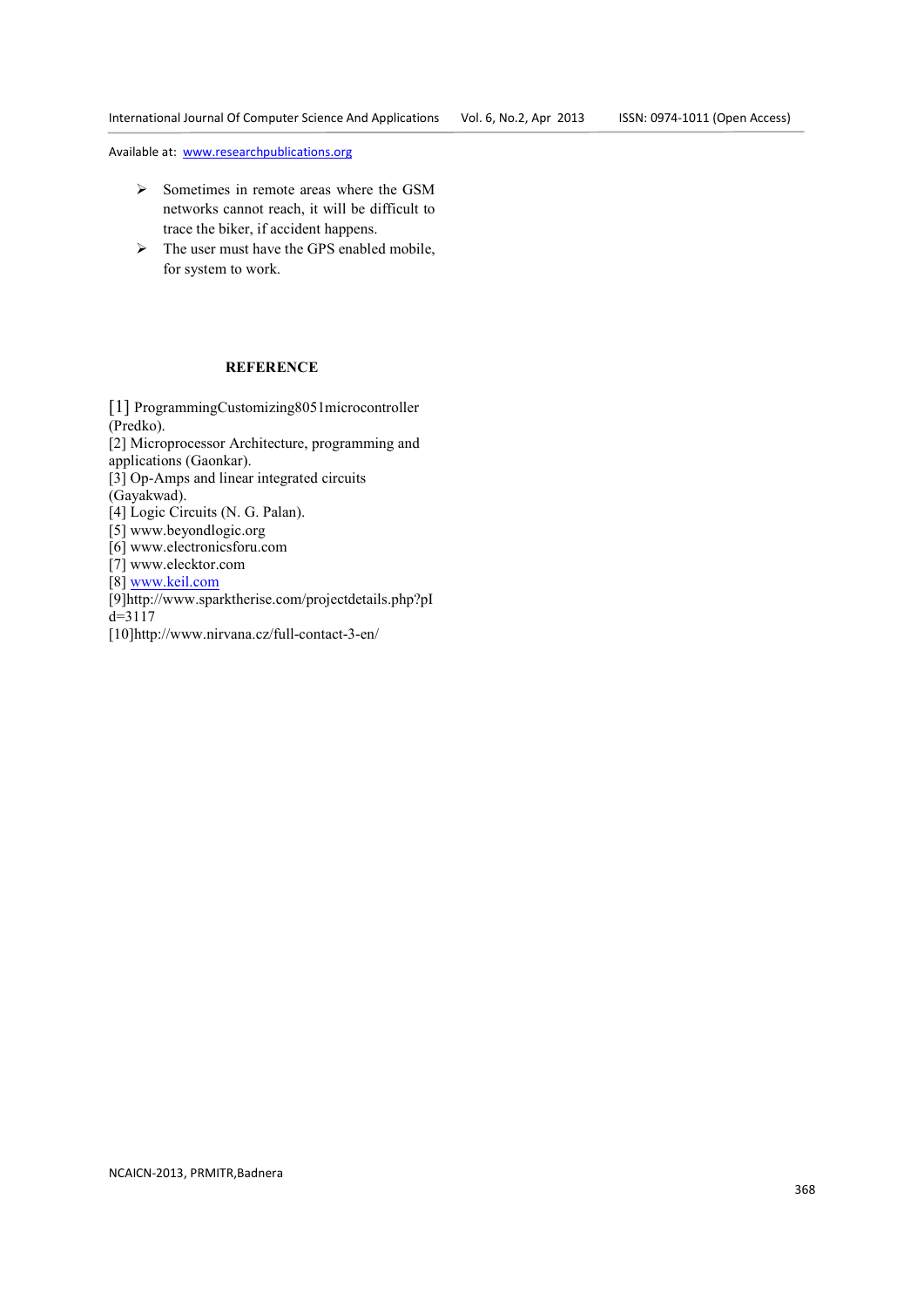- Sometimes in remote areas where the GSM networks cannot reach, it will be difficult to trace the biker, if accident happens.
- The user must have the GPS enabled mobile, for system to work.

## REFERENCE

[1] ProgrammingCustomizing8051microcontroller (Predko).
[2] Microprocessor Architecture, programming and applications (Gaonkar).
[3] Op-Amps and linear integrated circuits (Gayakwad).
[4] Logic Circuits (N. G. Palan).
[5] www.beyondlogic.org
[6] www.electronicsforu.com
[7] www.elecktor.com
[8] www.keil.com
[9]http://www.sparktherise.com/projectdetails.php?pId=3117
[10]http://www.nirvana.cz/full-contact-3-en/